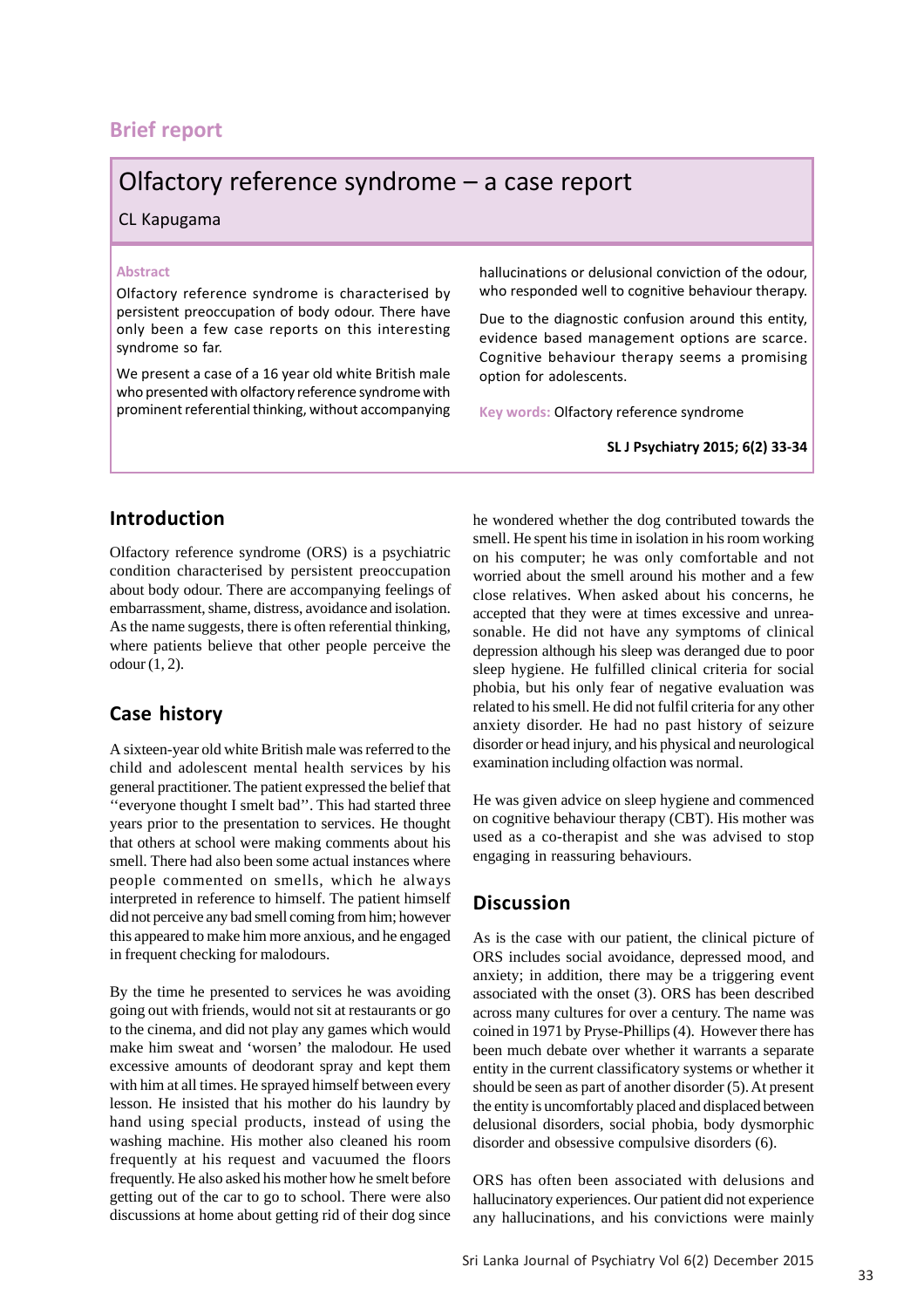## Brief report

# Olfactory reference syndrome – a case report

CL Kapugama

### Abstract

Olfactory reference syndrome is characterised by persistent preoccupation of body odour. There have only been a few case reports on this interesting syndrome so far.

We present a case of a 16 year old white British male who presented with olfactory reference syndrome with prominent referential thinking, without accompanying hallucinations or delusional conviction of the odour, who responded well to cognitive behaviour therapy.

Due to the diagnostic confusion around this entity, evidence based management options are scarce. Cognitive behaviour therapy seems a promising option for adolescents.

**Key words:** Olfactory reference syndrome

**SL J Psychiatry 2015; 6(2) 33-34**

## Introduction

Olfactory reference syndrome (ORS) is a psychiatric condition characterised by persistent preoccupation about body odour. There are accompanying feelings of embarrassment, shame, distress, avoidance and isolation. As the name suggests, there is often referential thinking, where patients believe that other people perceive the odour (1, 2).

## Case history

A sixteen-year old white British male was referred to the child and adolescent mental health services by his general practitioner. The patient expressed the belief that ''everyone thought I smelt bad''. This had started three years prior to the presentation to services. He thought that others at school were making comments about his smell. There had also been some actual instances where people commented on smells, which he always interpreted in reference to himself. The patient himself did not perceive any bad smell coming from him; however this appeared to make him more anxious, and he engaged in frequent checking for malodours.

By the time he presented to services he was avoiding going out with friends, would not sit at restaurants or go to the cinema, and did not play any games which would make him sweat and 'worsen' the malodour. He used excessive amounts of deodorant spray and kept them with him at all times. He sprayed himself between every lesson. He insisted that his mother do his laundry by hand using special products, instead of using the washing machine. His mother also cleaned his room frequently at his request and vacuumed the floors frequently. He also asked his mother how he smelt before getting out of the car to go to school. There were also discussions at home about getting rid of their dog since he wondered whether the dog contributed towards the smell. He spent his time in isolation in his room working on his computer; he was only comfortable and not worried about the smell around his mother and a few close relatives. When asked about his concerns, he accepted that they were at times excessive and unreasonable. He did not have any symptoms of clinical depression although his sleep was deranged due to poor sleep hygiene. He fulfilled clinical criteria for social phobia, but his only fear of negative evaluation was related to his smell. He did not fulfil criteria for any other anxiety disorder. He had no past history of seizure disorder or head injury, and his physical and neurological examination including olfaction was normal.

He was given advice on sleep hygiene and commenced on cognitive behaviour therapy (CBT). His mother was used as a co-therapist and she was advised to stop engaging in reassuring behaviours.

## Discussion

As is the case with our patient, the clinical picture of ORS includes social avoidance, depressed mood, and anxiety; in addition, there may be a triggering event associated with the onset (3). ORS has been described across many cultures for over a century. The name was coined in 1971 by Pryse-Phillips (4). However there has been much debate over whether it warrants a separate entity in the current classificatory systems or whether it should be seen as part of another disorder (5). At present the entity is uncomfortably placed and displaced between delusional disorders, social phobia, body dysmorphic disorder and obsessive compulsive disorders (6).

ORS has often been associated with delusions and hallucinatory experiences. Our patient did not experience any hallucinations, and his convictions were mainly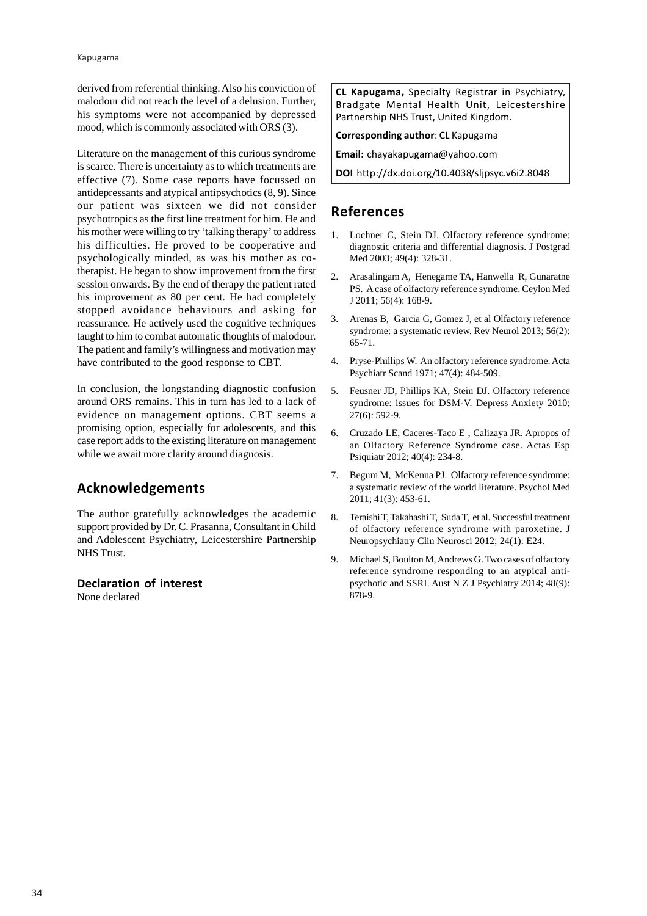derived from referential thinking. Also his conviction of malodour did not reach the level of a delusion. Further, his symptoms were not accompanied by depressed mood, which is commonly associated with ORS (3).

Literature on the management of this curious syndrome is scarce. There is uncertainty as to which treatments are effective (7). Some case reports have focussed on antidepressants and atypical antipsychotics (8, 9). Since our patient was sixteen we did not consider psychotropics as the first line treatment for him. He and his mother were willing to try 'talking therapy' to address his difficulties. He proved to be cooperative and psychologically minded, as was his mother as co-therapist. He began to show improvement from the first session onwards. By the end of therapy the patient rated his improvement as 80 per cent. He had completely stopped avoidance behaviours and asking for reassurance. He actively used the cognitive techniques taught to him to combat automatic thoughts of malodour. The patient and family's willingness and motivation may have contributed to the good response to CBT.

In conclusion, the longstanding diagnostic confusion around ORS remains. This in turn has led to a lack of evidence on management options. CBT seems a promising option, especially for adolescents, and this case report adds to the existing literature on management while we await more clarity around diagnosis.

## Acknowledgements

The author gratefully acknowledges the academic support provided by Dr. C. Prasanna, Consultant in Child and Adolescent Psychiatry, Leicestershire Partnership NHS Trust.

### Declaration of interest

None declared

**CL Kapugama,** Specialty Registrar in Psychiatry, Bradgate Mental Health Unit, Leicestershire Partnership NHS Trust, United Kingdom.

**Corresponding author**: CL Kapugama

**Email:** chayakapugama@yahoo.com

**DOI** http://dx.doi.org/10.4038/sljpsyc.v6i2.8048

## References

1. Lochner C, Stein DJ. Olfactory reference syndrome: diagnostic criteria and differential diagnosis. J Postgrad Med 2003; 49(4): 328-31.
2. Arasalingam A, Henegame TA, Hanwella R, Gunaratne PS. A case of olfactory reference syndrome. Ceylon Med J 2011; 56(4): 168-9.
3. Arenas B, Garcia G, Gomez J, et al Olfactory reference syndrome: a systematic review. Rev Neurol 2013; 56(2): 65-71.
4. Pryse-Phillips W. An olfactory reference syndrome. Acta Psychiatr Scand 1971; 47(4): 484-509.
5. Feusner JD, Phillips KA, Stein DJ. Olfactory reference syndrome: issues for DSM-V. Depress Anxiety 2010; 27(6): 592-9.
6. Cruzado LE, Caceres-Taco E , Calizaya JR. Apropos of an Olfactory Reference Syndrome case. Actas Esp Psiquiatr 2012; 40(4): 234-8.
7. Begum M, McKenna PJ. Olfactory reference syndrome: a systematic review of the world literature. Psychol Med 2011; 41(3): 453-61.
8. Teraishi T, Takahashi T, Suda T, et al. Successful treatment of olfactory reference syndrome with paroxetine. J Neuropsychiatry Clin Neurosci 2012; 24(1): E24.
9. Michael S, Boulton M, Andrews G. Two cases of olfactory reference syndrome responding to an atypical anti-psychotic and SSRI. Aust N Z J Psychiatry 2014; 48(9): 878-9.